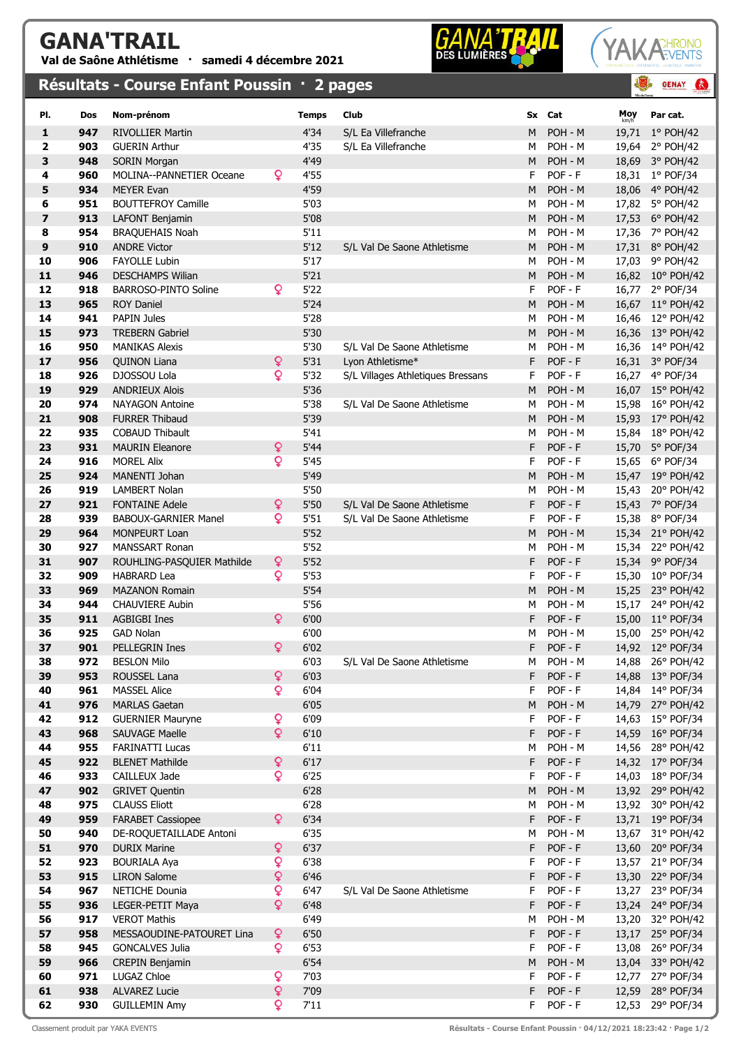# GANA'TRAIL

**Val de Saône Athlétisme · samedi 4 décembre 2021**

## Résultats - Course Enfant Poussin · 2 pages

| Pl. | Dos | Nom-prénom | | Temps | Club | Sx | Cat | Moy km/h | Par cat. |
|---|---|---|---|---|---|---|---|---|---|
| 1 | 947 | RIVOLLIER Martin | | 4'34 | S/L Ea Villefranche | M | POH - M | 19,71 | 1° POH/42 |
| 2 | 903 | GUERIN Arthur | | 4'35 | S/L Ea Villefranche | M | POH - M | 19,64 | 2° POH/42 |
| 3 | 948 | SORIN Morgan | | 4'49 | | M | POH - M | 18,69 | 3° POH/42 |
| 4 | 960 | MOLINA--PANNETIER Oceane | ♀ | 4'55 | | F | POF - F | 18,31 | 1° POF/34 |
| 5 | 934 | MEYER Evan | | 4'59 | | M | POH - M | 18,06 | 4° POH/42 |
| 6 | 951 | BOUTTEFROY Camille | | 5'03 | | M | POH - M | 17,82 | 5° POH/42 |
| 7 | 913 | LAFONT Benjamin | | 5'08 | | M | POH - M | 17,53 | 6° POH/42 |
| 8 | 954 | BRAQUEHAIS Noah | | 5'11 | | M | POH - M | 17,36 | 7° POH/42 |
| 9 | 910 | ANDRE Victor | | 5'12 | S/L Val De Saone Athletisme | M | POH - M | 17,31 | 8° POH/42 |
| 10 | 906 | FAYOLLE Lubin | | 5'17 | | M | POH - M | 17,03 | 9° POH/42 |
| 11 | 946 | DESCHAMPS Wilian | | 5'21 | | M | POH - M | 16,82 | 10° POH/42 |
| 12 | 918 | BARROSO-PINTO Soline | ♀ | 5'22 | | F | POF - F | 16,77 | 2° POF/34 |
| 13 | 965 | ROY Daniel | | 5'24 | | M | POH - M | 16,67 | 11° POH/42 |
| 14 | 941 | PAPIN Jules | | 5'28 | | M | POH - M | 16,46 | 12° POH/42 |
| 15 | 973 | TREBERN Gabriel | | 5'30 | | M | POH - M | 16,36 | 13° POH/42 |
| 16 | 950 | MANIKAS Alexis | | 5'30 | S/L Val De Saone Athletisme | M | POH - M | 16,36 | 14° POH/42 |
| 17 | 956 | QUINON Liana | ♀ | 5'31 | Lyon Athletisme* | F | POF - F | 16,31 | 3° POF/34 |
| 18 | 926 | DJOSSOU Lola | ♀ | 5'32 | S/L Villages Athletiques Bressans | F | POF - F | 16,27 | 4° POF/34 |
| 19 | 929 | ANDRIEUX Alois | | 5'36 | | M | POH - M | 16,07 | 15° POH/42 |
| 20 | 974 | NAYAGON Antoine | | 5'38 | S/L Val De Saone Athletisme | M | POH - M | 15,98 | 16° POH/42 |
| 21 | 908 | FURRER Thibaud | | 5'39 | | M | POH - M | 15,93 | 17° POH/42 |
| 22 | 935 | COBAUD Thibault | | 5'41 | | M | POH - M | 15,84 | 18° POH/42 |
| 23 | 931 | MAURIN Eleanore | ♀ | 5'44 | | F | POF - F | 15,70 | 5° POF/34 |
| 24 | 916 | MOREL Alix | ♀ | 5'45 | | F | POF - F | 15,65 | 6° POF/34 |
| 25 | 924 | MANENTI Johan | | 5'49 | | M | POH - M | 15,47 | 19° POH/42 |
| 26 | 919 | LAMBERT Nolan | | 5'50 | | M | POH - M | 15,43 | 20° POH/42 |
| 27 | 921 | FONTAINE Adele | ♀ | 5'50 | S/L Val De Saone Athletisme | F | POF - F | 15,43 | 7° POF/34 |
| 28 | 939 | BABOUX-GARNIER Manel | ♀ | 5'51 | S/L Val De Saone Athletisme | F | POF - F | 15,38 | 8° POF/34 |
| 29 | 964 | MONPEURT Loan | | 5'52 | | M | POH - M | 15,34 | 21° POH/42 |
| 30 | 927 | MANSSART Ronan | | 5'52 | | M | POH - M | 15,34 | 22° POH/42 |
| 31 | 907 | ROUHLING-PASQUIER Mathilde | ♀ | 5'52 | | F | POF - F | 15,34 | 9° POF/34 |
| 32 | 909 | HABRARD Lea | ♀ | 5'53 | | F | POF - F | 15,30 | 10° POF/34 |
| 33 | 969 | MAZANON Romain | | 5'54 | | M | POH - M | 15,25 | 23° POH/42 |
| 34 | 944 | CHAUVIERE Aubin | | 5'56 | | M | POH - M | 15,17 | 24° POH/42 |
| 35 | 911 | AGBIGBI Ines | ♀ | 6'00 | | F | POF - F | 15,00 | 11° POF/34 |
| 36 | 925 | GAD Nolan | | 6'00 | | M | POH - M | 15,00 | 25° POH/42 |
| 37 | 901 | PELLEGRIN Ines | ♀ | 6'02 | | F | POF - F | 14,92 | 12° POF/34 |
| 38 | 972 | BESLON Milo | | 6'03 | S/L Val De Saone Athletisme | M | POH - M | 14,88 | 26° POH/42 |
| 39 | 953 | ROUSSEL Lana | ♀ | 6'03 | | F | POF - F | 14,88 | 13° POF/34 |
| 40 | 961 | MASSEL Alice | ♀ | 6'04 | | F | POF - F | 14,84 | 14° POF/34 |
| 41 | 976 | MARLAS Gaetan | | 6'05 | | M | POH - M | 14,79 | 27° POH/42 |
| 42 | 912 | GUERNIER Mauryne | ♀ | 6'09 | | F | POF - F | 14,63 | 15° POF/34 |
| 43 | 968 | SAUVAGE Maelle | ♀ | 6'10 | | F | POF - F | 14,59 | 16° POF/34 |
| 44 | 955 | FARINATTI Lucas | | 6'11 | | M | POH - M | 14,56 | 28° POH/42 |
| 45 | 922 | BLENET Mathilde | ♀ | 6'17 | | F | POF - F | 14,32 | 17° POF/34 |
| 46 | 933 | CAILLEUX Jade | ♀ | 6'25 | | F | POF - F | 14,03 | 18° POF/34 |
| 47 | 902 | GRIVET Quentin | | 6'28 | | M | POH - M | 13,92 | 29° POH/42 |
| 48 | 975 | CLAUSS Eliott | | 6'28 | | M | POH - M | 13,92 | 30° POH/42 |
| 49 | 959 | FARABET Cassiopee | ♀ | 6'34 | | F | POF - F | 13,71 | 19° POF/34 |
| 50 | 940 | DE-ROQUETAILLADE Antoni | | 6'35 | | M | POH - M | 13,67 | 31° POH/42 |
| 51 | 970 | DURIX Marine | ♀ | 6'37 | | F | POF - F | 13,60 | 20° POF/34 |
| 52 | 923 | BOURIALA Aya | ♀ | 6'38 | | F | POF - F | 13,57 | 21° POF/34 |
| 53 | 915 | LIRON Salome | ♀ | 6'46 | | F | POF - F | 13,30 | 22° POF/34 |
| 54 | 967 | NETICHE Dounia | ♀ | 6'47 | S/L Val De Saone Athletisme | F | POF - F | 13,27 | 23° POF/34 |
| 55 | 936 | LEGER-PETIT Maya | ♀ | 6'48 | | F | POF - F | 13,24 | 24° POF/34 |
| 56 | 917 | VEROT Mathis | | 6'49 | | M | POH - M | 13,20 | 32° POH/42 |
| 57 | 958 | MESSAOUDINE-PATOURET Lina | ♀ | 6'50 | | F | POF - F | 13,17 | 25° POF/34 |
| 58 | 945 | GONCALVES Julia | ♀ | 6'53 | | F | POF - F | 13,08 | 26° POF/34 |
| 59 | 966 | CREPIN Benjamin | | 6'54 | | M | POH - M | 13,04 | 33° POH/42 |
| 60 | 971 | LUGAZ Chloe | ♀ | 7'03 | | F | POF - F | 12,77 | 27° POF/34 |
| 61 | 938 | ALVAREZ Lucie | ♀ | 7'09 | | F | POF - F | 12,59 | 28° POF/34 |
| 62 | 930 | GUILLEMIN Amy | ♀ | 7'11 | | F | POF - F | 12,53 | 29° POF/34 |

Classement produit par YAKA EVENTS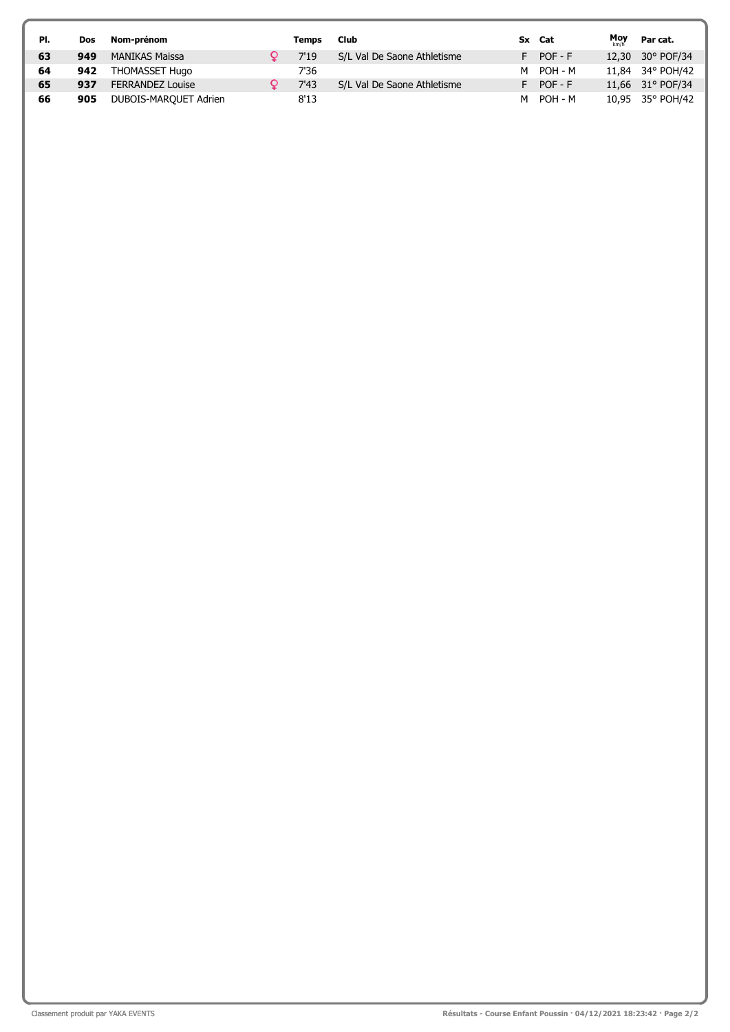| Pl. | Dos | Nom-prénom | | Temps | Club | Sx | Cat | Moy km/h | Par cat. |
|---|---|---|---|---|---|---|---|---|---|
| **63** | **949** | MANIKAS Maissa | ♀ | 7'19 | S/L Val De Saone Athletisme | F | POF - F | 12,30 | 30° POF/34 |
| **64** | **942** | THOMASSET Hugo | | 7'36 | | M | POH - M | 11,84 | 34° POH/42 |
| **65** | **937** | FERRANDEZ Louise | ♀ | 7'43 | S/L Val De Saone Athletisme | F | POF - F | 11,66 | 31° POF/34 |
| **66** | **905** | DUBOIS-MARQUET Adrien | | 8'13 | | M | POH - M | 10,95 | 35° POH/42 |

Classement produit par YAKA EVENTS

**Résultats - Course Enfant Poussin · 04/12/2021 18:23:42**